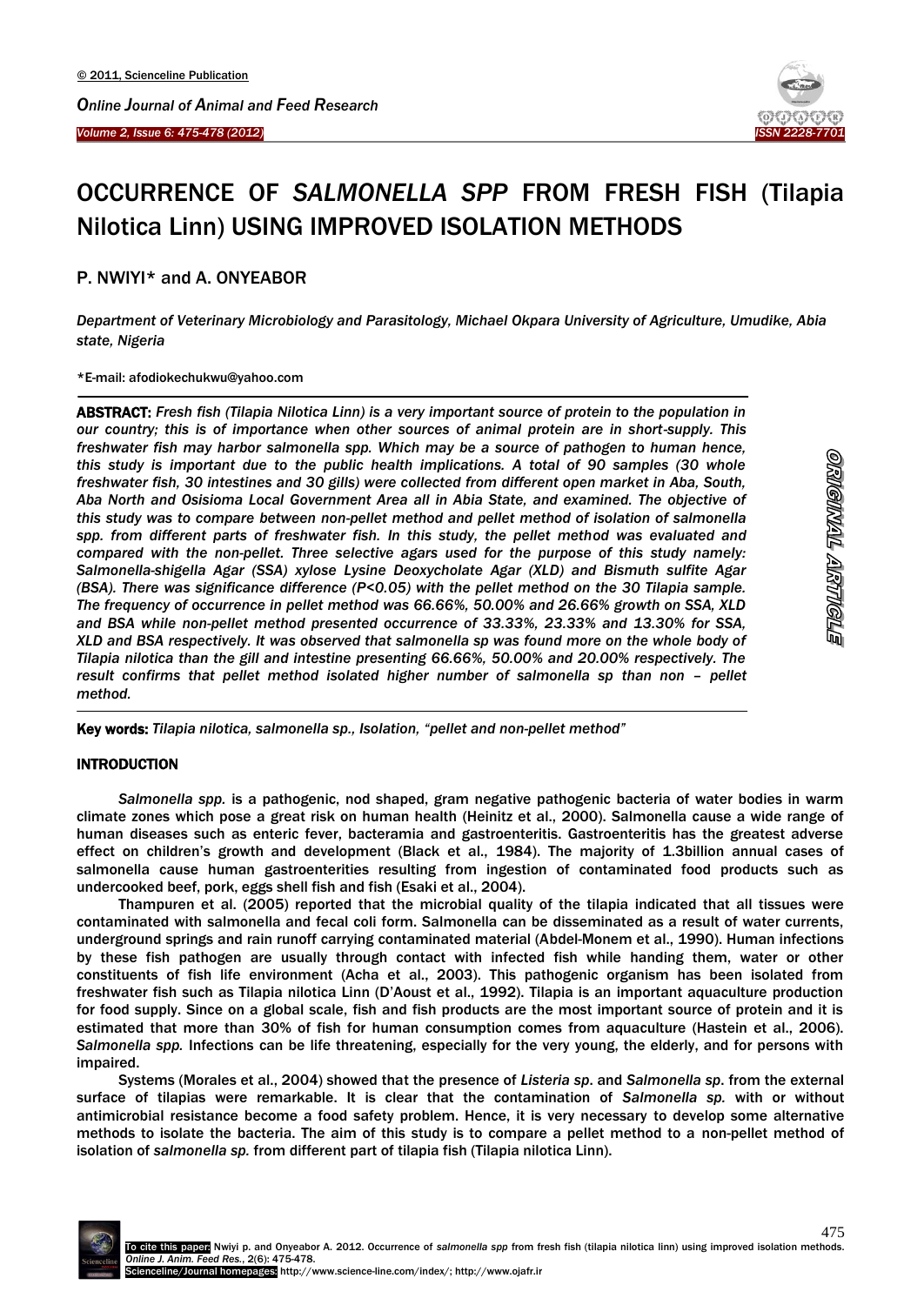# OCCURRENCE OF *SALMONELLA SPP* FROM FRESH FISH (Tilapia Nilotica Linn) USING IMPROVED ISOLATION METHODS

P. NWIYI* and A. ONYEABOR

*Department of Veterinary Microbiology and Parasitology, Michael Okpara University of Agriculture, Umudike, Abia state, Nigeria*

*E-mail: afodiokechukwu@yahoo.com

**ABSTRACT:** *Fresh fish (Tilapia Nilotica Linn) is a very important source of protein to the population in our country; this is of importance when other sources of animal protein are in short-supply. This freshwater fish may harbor salmonella spp. Which may be a source of pathogen to human hence, this study is important due to the public health implications. A total of 90 samples (30 whole freshwater fish, 30 intestines and 30 gills) were collected from different open market in Aba, South, Aba North and Osisioma Local Government Area all in Abia State, and examined. The objective of this study was to compare between non-pellet method and pellet method of isolation of salmonella spp. from different parts of freshwater fish. In this study, the pellet method was evaluated and compared with the non-pellet. Three selective agars used for the purpose of this study namely: Salmonella-shigella Agar (SSA) xylose Lysine Deoxycholate Agar (XLD) and Bismuth sulfite Agar (BSA). There was significance difference (P<0.05) with the pellet method on the 30 Tilapia sample. The frequency of occurrence in pellet method was 66.66%, 50.00% and 26.66% growth on SSA, XLD and BSA while non-pellet method presented occurrence of 33.33%, 23.33% and 13.30% for SSA, XLD and BSA respectively. It was observed that salmonella sp was found more on the whole body of Tilapia nilotica than the gill and intestine presenting 66.66%, 50.00% and 20.00% respectively. The result confirms that pellet method isolated higher number of salmonella sp than non – pellet method.*

**Key words:** *Tilapia nilotica, salmonella sp., Isolation, "pellet and non-pellet method"*

ORIGINAL ARTICLE

## INTRODUCTION

*Salmonella spp.* is a pathogenic, nod shaped, gram negative pathogenic bacteria of water bodies in warm climate zones which pose a great risk on human health (Heinitz et al., 2000). Salmonella cause a wide range of human diseases such as enteric fever, bacteramia and gastroenteritis. Gastroenteritis has the greatest adverse effect on children's growth and development (Black et al., 1984). The majority of 1.3billion annual cases of salmonella cause human gastroenterities resulting from ingestion of contaminated food products such as undercooked beef, pork, eggs shell fish and fish (Esaki et al., 2004).

Thampuren et al. (2005) reported that the microbial quality of the tilapia indicated that all tissues were contaminated with salmonella and fecal coli form. Salmonella can be disseminated as a result of water currents, underground springs and rain runoff carrying contaminated material (Abdel-Monem et al., 1990). Human infections by these fish pathogen are usually through contact with infected fish while handing them, water or other constituents of fish life environment (Acha et al., 2003). This pathogenic organism has been isolated from freshwater fish such as Tilapia nilotica Linn (D'Aoust et al., 1992). Tilapia is an important aquaculture production for food supply. Since on a global scale, fish and fish products are the most important source of protein and it is estimated that more than 30% of fish for human consumption comes from aquaculture (Hastein et al., 2006). *Salmonella spp.* Infections can be life threatening, especially for the very young, the elderly, and for persons with impaired.

Systems (Morales et al., 2004) showed that the presence of *Listeria sp*. and *Salmonella sp*. from the external surface of tilapias were remarkable. It is clear that the contamination of *Salmonella sp.* with or without antimicrobial resistance become a food safety problem. Hence, it is very necessary to develop some alternative methods to isolate the bacteria. The aim of this study is to compare a pellet method to a non-pellet method of isolation of *salmonella sp.* from different part of tilapia fish (Tilapia nilotica Linn).

To cite this paper: Nwiyi p. and Onyeabor A. 2012. Occurrence of *salmonella spp* from fresh fish (tilapia nilotica linn) using improved isolation methods. *Online J. Anim. Feed Res.*, 2(6): 475-478.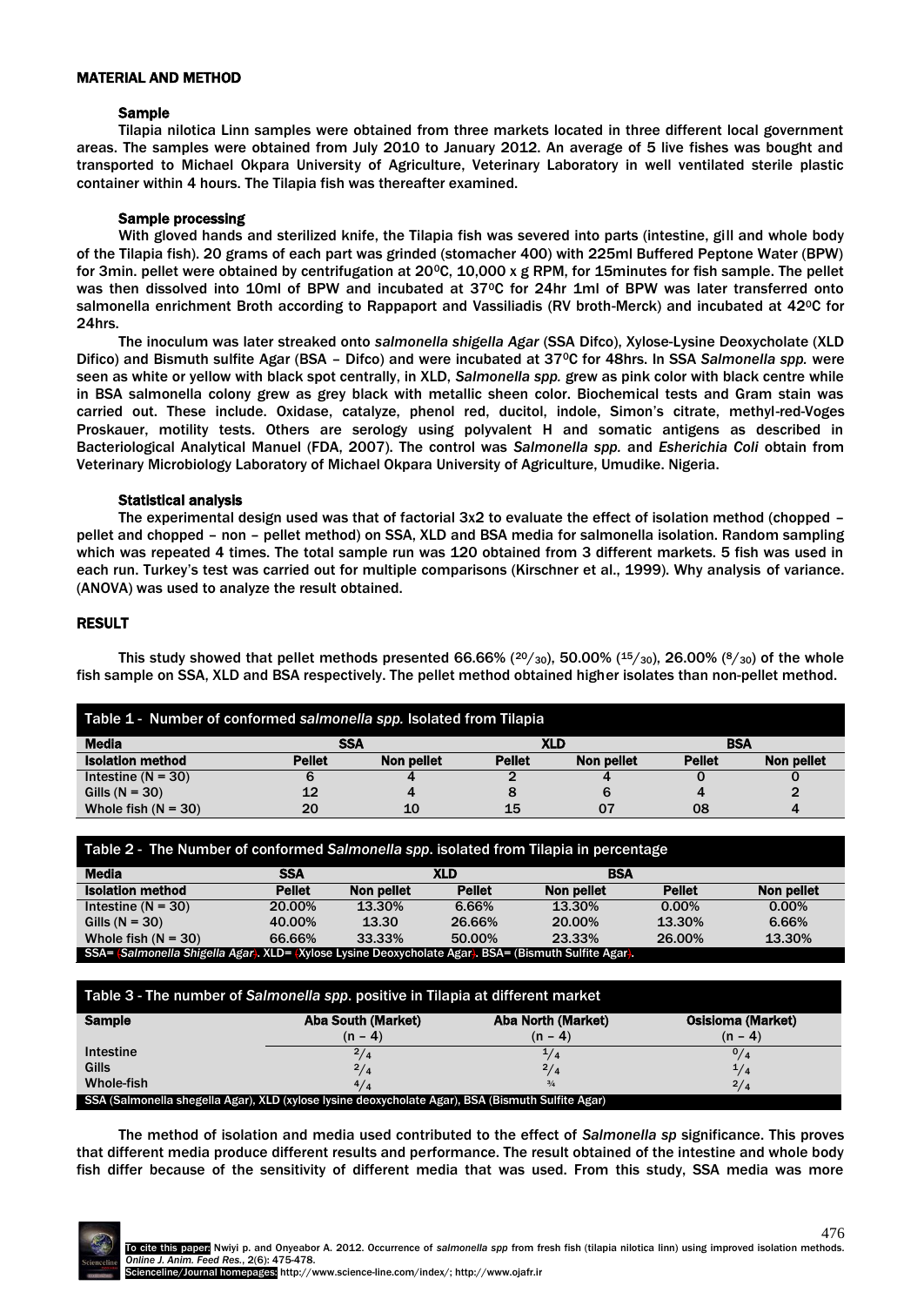## MATERIAL AND METHOD

### Sample

Tilapia nilotica Linn samples were obtained from three markets located in three different local government areas. The samples were obtained from July 2010 to January 2012. An average of 5 live fishes was bought and transported to Michael Okpara University of Agriculture, Veterinary Laboratory in well ventilated sterile plastic container within 4 hours. The Tilapia fish was thereafter examined.

### Sample processing

With gloved hands and sterilized knife, the Tilapia fish was severed into parts (intestine, gill and whole body of the Tilapia fish). 20 grams of each part was grinded (stomacher 400) with 225ml Buffered Peptone Water (BPW) for 3min. pellet were obtained by centrifugation at 20⁰C, 10,000 x g RPM, for 15minutes for fish sample. The pellet was then dissolved into 10ml of BPW and incubated at 37⁰C for 24hr 1ml of BPW was later transferred onto salmonella enrichment Broth according to Rappaport and Vassiliadis (RV broth-Merck) and incubated at 42⁰C for 24hrs.

The inoculum was later streaked onto *salmonella shigella Agar* (SSA Difco), Xylose-Lysine Deoxycholate (XLD Difico) and Bismuth sulfite Agar (BSA – Difco) and were incubated at 37⁰C for 48hrs. In SSA *Salmonella spp.* were seen as white or yellow with black spot centrally, in XLD, *Salmonella spp.* grew as pink color with black centre while in BSA salmonella colony grew as grey black with metallic sheen color. Biochemical tests and Gram stain was carried out. These include. Oxidase, catalyze, phenol red, ducitol, indole, Simon's citrate, methyl-red-Voges Proskauer, motility tests. Others are serology using polyvalent H and somatic antigens as described in Bacteriological Analytical Manuel (FDA, 2007). The control was *Salmonella spp.* and *Esherichia Coli* obtain from Veterinary Microbiology Laboratory of Michael Okpara University of Agriculture, Umudike. Nigeria.

### Statistical analysis

The experimental design used was that of factorial 3x2 to evaluate the effect of isolation method (chopped – pellet and chopped – non – pellet method) on SSA, XLD and BSA media for salmonella isolation. Random sampling which was repeated 4 times. The total sample run was 120 obtained from 3 different markets. 5 fish was used in each run. Turkey's test was carried out for multiple comparisons (Kirschner et al., 1999). Why analysis of variance. (ANOVA) was used to analyze the result obtained.

## RESULT

This study showed that pellet methods presented 66.66% ($^{20}/_{30}$), 50.00% ($^{15}/_{30}$), 26.00% ($^{8}/_{30}$) of the whole fish sample on SSA, XLD and BSA respectively. The pellet method obtained higher isolates than non-pellet method.

**Table 1 - Number of conformed *salmonella spp.* Isolated from Tilapia**

| Media | SSA | | XLD | | BSA | |
|---|---|---|---|---|---|---|
| Isolation method | Pellet | Non pellet | Pellet | Non pellet | Pellet | Non pellet |
| Intestine (N = 30) | 6 | 4 | 2 | 4 | 0 | 0 |
| Gills (N = 30) | 12 | 4 | 8 | 6 | 4 | 2 |
| Whole fish (N = 30) | 20 | 10 | 15 | 07 | 08 | 4 |

**Table 2 - The Number of conformed *Salmonella spp.* isolated from Tilapia in percentage**

| Media | SSA | | XLD | | BSA | |
|---|---|---|---|---|---|---|
| Isolation method | Pellet | Non pellet | Pellet | Non pellet | Pellet | Non pellet |
| Intestine (N = 30) | 20.00% | 13.30% | 6.66% | 13.30% | 0.00% | 0.00% |
| Gills (N = 30) | 40.00% | 13.30 | 26.66% | 20.00% | 13.30% | 6.66% |
| Whole fish (N = 30) | 66.66% | 33.33% | 50.00% | 23.33% | 26.00% | 13.30% |

SSA= (*Salmonella Shigella Agar*). XLD= (Xylose Lysine Deoxycholate Agar). BSA= (Bismuth Sulfite Agar).

**Table 3 - The number of *Salmonella spp.* positive in Tilapia at different market**

| Sample | Aba South (Market) (n – 4) | Aba North (Market) (n – 4) | Osisioma (Market) (n – 4) |
|---|---|---|---|
| Intestine | $^{2}/_{4}$ | $^{1}/_{4}$ | $^{0}/_{4}$ |
| Gills | $^{2}/_{4}$ | $^{2}/_{4}$ | $^{1}/_{4}$ |
| Whole-fish | $^{4}/_{4}$ | ¾ | $^{2}/_{4}$ |

SSA (Salmonella shegella Agar), XLD (xylose lysine deoxycholate Agar), BSA (Bismuth Sulfite Agar)

The method of isolation and media used contributed to the effect of *Salmonella sp* significance. This proves that different media produce different results and performance. The result obtained of the intestine and whole body fish differ because of the sensitivity of different media that was used. From this study, SSA media was more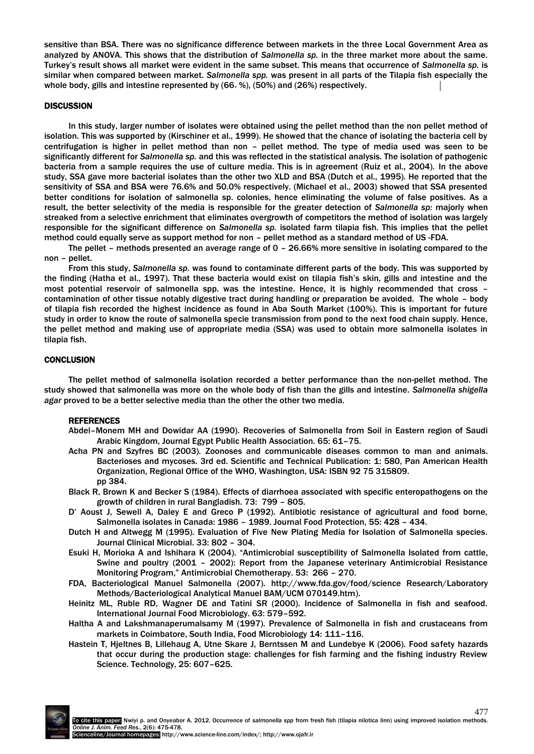sensitive than BSA. There was no significance difference between markets in the three Local Government Area as analyzed by ANOVA. This shows that the distribution of *Salmonella sp.* in the three market more about the same. Turkey's result shows all market were evident in the same subset. This means that occurrence of *Salmonella sp.* is similar when compared between market. *Salmonella spp.* was present in all parts of the Tilapia fish especially the whole body, gills and intestine represented by (66. %), (50%) and (26%) respectively.

## DISCUSSION

In this study, larger number of isolates were obtained using the pellet method than the non pellet method of isolation. This was supported by (Kirschiner et al., 1999). He showed that the chance of isolating the bacteria cell by centrifugation is higher in pellet method than non – pellet method. The type of media used was seen to be significantly different for *Salmonella sp.* and this was reflected in the statistical analysis. The isolation of pathogenic bacteria from a sample requires the use of culture media. This is in agreement (Ruiz et al., 2004). In the above study, SSA gave more bacterial isolates than the other two XLD and BSA (Dutch et al., 1995). He reported that the sensitivity of SSA and BSA were 76.6% and 50.0% respectively. (Michael et al., 2003) showed that SSA presented better conditions for isolation of salmonella sp. colonies, hence eliminating the volume of false positives. As a result, the better selectivity of the media is responsible for the greater detection of *Salmonella sp:* majorly when streaked from a selective enrichment that eliminates overgrowth of competitors the method of isolation was largely responsible for the significant difference on *Salmonella sp.* isolated farm tilapia fish. This implies that the pellet method could equally serve as support method for non – pellet method as a standard method of US -FDA.

The pellet – methods presented an average range of 0 – 26.66% more sensitive in isolating compared to the non – pellet.

From this study, *Salmonella sp.* was found to contaminate different parts of the body. This was supported by the finding (Hatha et al., 1997). That these bacteria would exist on tilapia fish's skin, gills and intestine and the most potential reservoir of salmonella spp. was the intestine. Hence, it is highly recommended that cross – contamination of other tissue notably digestive tract during handling or preparation be avoided. The whole – body of tilapia fish recorded the highest incidence as found in Aba South Market (100%). This is important for future study in order to know the route of salmonella specie transmission from pond to the next food chain supply. Hence, the pellet method and making use of appropriate media (SSA) was used to obtain more salmonella isolates in tilapia fish.

## CONCLUSION

The pellet method of salmonella isolation recorded a better performance than the non-pellet method. The study showed that salmonella was more on the whole body of fish than the gills and intestine. *Salmonella shigella agar* proved to be a better selective media than the other the other two media.

### REFERENCES

Abdel–Monem MH and Dowidar AA (1990). Recoveries of Salmonella from Soil in Eastern region of Saudi Arabic Kingdom, Journal Egypt Public Health Association. 65: 61–75.

Acha PN and Szyfres BC (2003). Zoonoses and communicable diseases common to man and animals. Bacterioses and mycoses. 3rd ed. Scientific and Technical Publication: 1: 580, Pan American Health Organization, Regional Office of the WHO, Washington, USA: ISBN 92 75 315809. pp 384.

Black R, Brown K and Becker S (1984). Effects of diarrhoea associated with specific enteropathogens on the growth of children in rural Bangladish. 73: 799 – 805.

D' Aoust J, Sewell A, Daley E and Greco P (1992). Antibiotic resistance of agricultural and food borne, Salmonella isolates in Canada: 1986 – 1989. Journal Food Protection, 55: 428 – 434.

Dutch H and Altwegg M (1995). Evaluation of Five New Plating Media for Isolation of Salmonella species. Journal Clinical Microbial. 33: 802 – 304.

Esuki H, Morioka A and Ishihara K (2004). "Antimicrobial susceptibility of Salmonella Isolated from cattle, Swine and poultry (2001 – 2002): Report from the Japanese veterinary Antimicrobial Resistance Monitoring Program," Antimicrobial Chemotherapy. 53: 266 – 270.

FDA, Bacteriological Manuel Salmonella (2007). http://www.fda.gov/food/science Research/Laboratory Methods/Bacteriological Analytical Manuel BAM/UCM 070149.htm).

Heinitz ML, Ruble RD, Wagner DE and Tatini SR (2000). Incidence of Salmonella in fish and seafood. International Journal Food Microbiology. 63: 579–592.

Haltha A and Lakshmanaperumalsamy M (1997). Prevalence of Salmonella in fish and crustaceans from markets in Coimbatore, South India, Food Microbiology 14: 111–116.

Hastein T, Hjeltnes B, Lillehaug A, Utne Skare J, Berntssen M and Lundebye K (2006). Food safety hazards that occur during the production stage: challenges for fish farming and the fishing industry Review Science. Technology, 25: 607–625.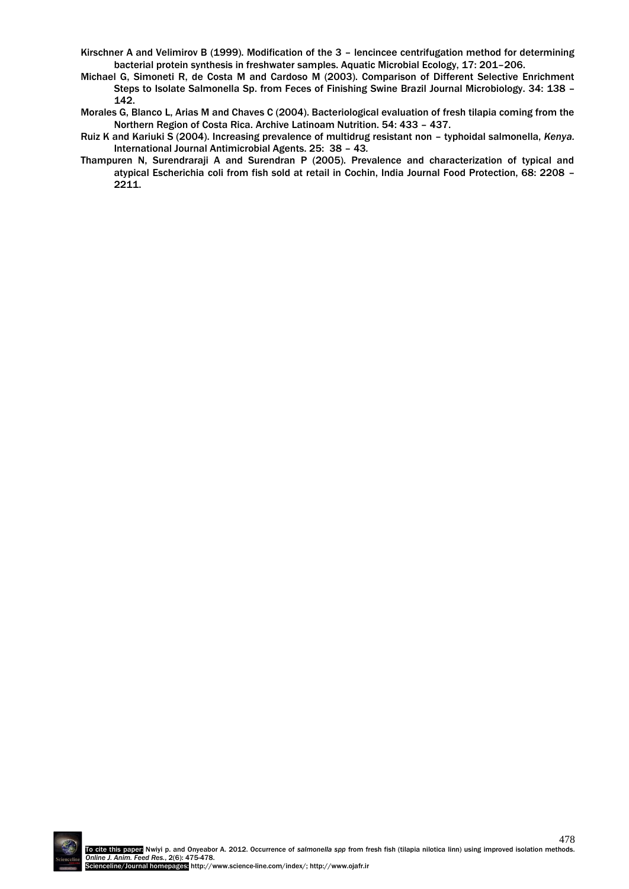Kirschner A and Velimirov B (1999). Modification of the 3 – lencincee centrifugation method for determining bacterial protein synthesis in freshwater samples. Aquatic Microbial Ecology, 17: 201–206.

Michael G, Simoneti R, de Costa M and Cardoso M (2003). Comparison of Different Selective Enrichment Steps to Isolate Salmonella Sp. from Feces of Finishing Swine Brazil Journal Microbiology. 34: 138 – 142.

Morales G, Blanco L, Arias M and Chaves C (2004). Bacteriological evaluation of fresh tilapia coming from the Northern Region of Costa Rica. Archive Latinoam Nutrition. 54: 433 – 437.

Ruiz K and Kariuki S (2004). Increasing prevalence of multidrug resistant non – typhoidal salmonella, *Kenya.* International Journal Antimicrobial Agents. 25: 38 – 43.

Thampuren N, Surendraraji A and Surendran P (2005). Prevalence and characterization of typical and atypical Escherichia coli from fish sold at retail in Cochin, India Journal Food Protection, 68: 2208 – 2211.